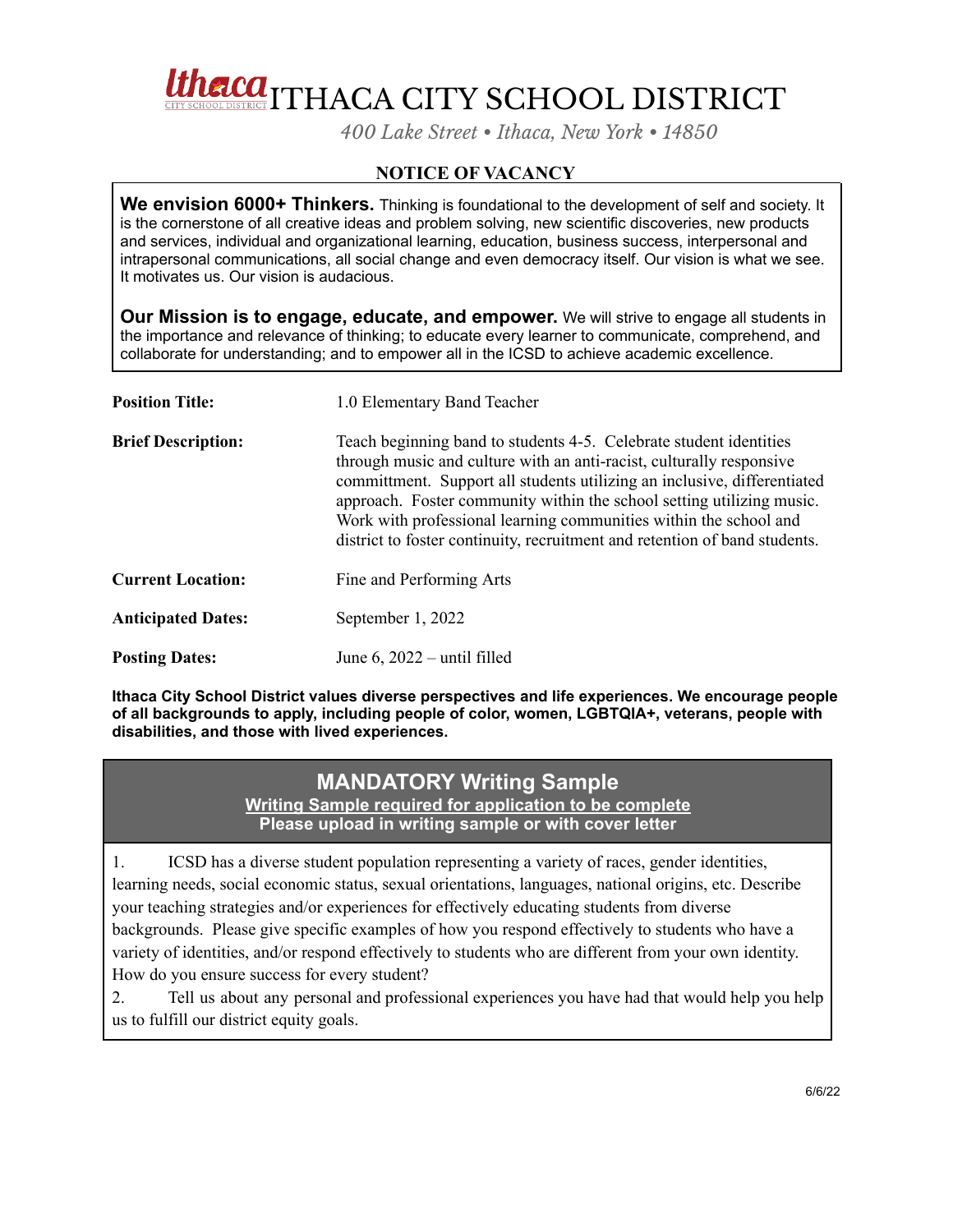# Ithaca CITY SCHOOL DISTRICT ITHACA CITY SCHOOL DISTRICT

*400 Lake Street • Ithaca, New York • 14850*

## NOTICE OF VACANCY

**We envision 6000+ Thinkers.** Thinking is foundational to the development of self and society. It is the cornerstone of all creative ideas and problem solving, new scientific discoveries, new products and services, individual and organizational learning, education, business success, interpersonal and intrapersonal communications, all social change and even democracy itself. Our vision is what we see. It motivates us. Our vision is audacious.

**Our Mission is to engage, educate, and empower.** We will strive to engage all students in the importance and relevance of thinking; to educate every learner to communicate, comprehend, and collaborate for understanding; and to empower all in the ICSD to achieve academic excellence.

| | |
|---|---|
| **Position Title:** | 1.0 Elementary Band Teacher |
| **Brief Description:** | Teach beginning band to students 4-5. Celebrate student identities through music and culture with an anti-racist, culturally responsive committment. Support all students utilizing an inclusive, differentiated approach. Foster community within the school setting utilizing music. Work with professional learning communities within the school and district to foster continuity, recruitment and retention of band students. |
| **Current Location:** | Fine and Performing Arts |
| **Anticipated Dates:** | September 1, 2022 |
| **Posting Dates:** | June 6, 2022 – until filled |

**Ithaca City School District values diverse perspectives and life experiences. We encourage people of all backgrounds to apply, including people of color, women, LGBTQIA+, veterans, people with disabilities, and those with lived experiences.**

## MANDATORY Writing Sample

**Writing Sample required for application to be complete**

**Please upload in writing sample or with cover letter**

1. ICSD has a diverse student population representing a variety of races, gender identities, learning needs, social economic status, sexual orientations, languages, national origins, etc. Describe your teaching strategies and/or experiences for effectively educating students from diverse backgrounds. Please give specific examples of how you respond effectively to students who have a variety of identities, and/or respond effectively to students who are different from your own identity. How do you ensure success for every student?
2. Tell us about any personal and professional experiences you have had that would help you help us to fulfill our district equity goals.

6/6/22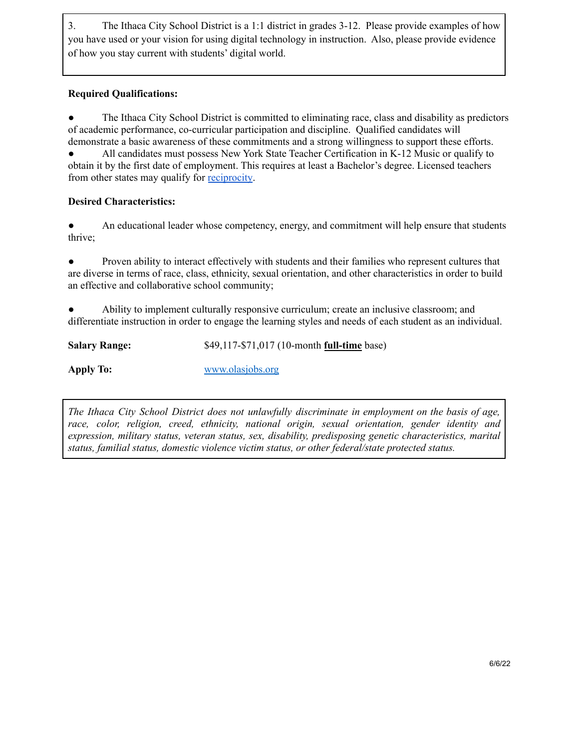3. The Ithaca City School District is a 1:1 district in grades 3-12. Please provide examples of how you have used or your vision for using digital technology in instruction. Also, please provide evidence of how you stay current with students' digital world.

**Required Qualifications:**

- The Ithaca City School District is committed to eliminating race, class and disability as predictors of academic performance, co-curricular participation and discipline. Qualified candidates will demonstrate a basic awareness of these commitments and a strong willingness to support these efforts.
- All candidates must possess New York State Teacher Certification in K-12 Music or qualify to obtain it by the first date of employment. This requires at least a Bachelor's degree. Licensed teachers from other states may qualify for reciprocity.

**Desired Characteristics:**

- An educational leader whose competency, energy, and commitment will help ensure that students thrive;

- Proven ability to interact effectively with students and their families who represent cultures that are diverse in terms of race, class, ethnicity, sexual orientation, and other characteristics in order to build an effective and collaborative school community;

- Ability to implement culturally responsive curriculum; create an inclusive classroom; and differentiate instruction in order to engage the learning styles and needs of each student as an individual.

**Salary Range:** $49,117-$71,017 (10-month **full-time** base)

**Apply To:** www.olasjobs.org

*The Ithaca City School District does not unlawfully discriminate in employment on the basis of age, race, color, religion, creed, ethnicity, national origin, sexual orientation, gender identity and expression, military status, veteran status, sex, disability, predisposing genetic characteristics, marital status, familial status, domestic violence victim status, or other federal/state protected status.*

6/6/22